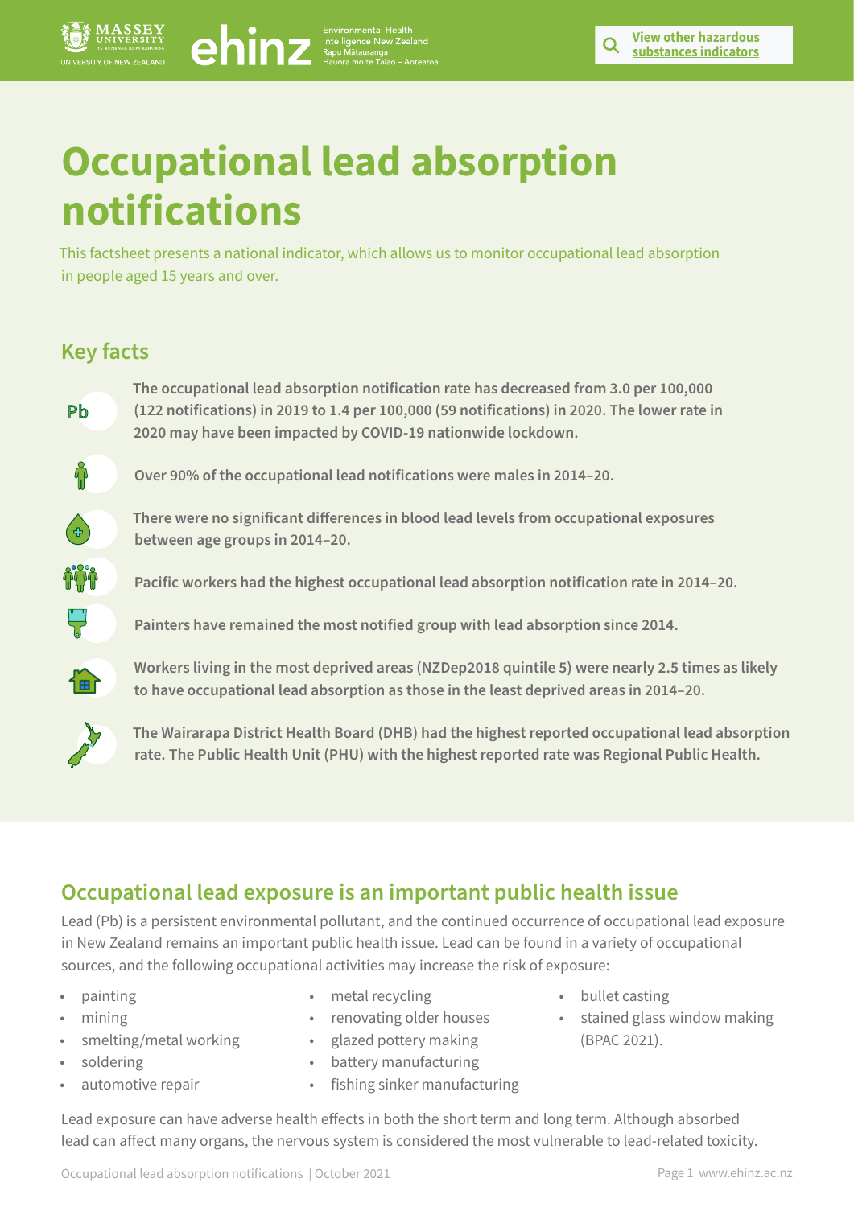# Occupational lead absorption notifications

This factsheet presents a national indicator, which allows us to monitor occupational lead absorption in people aged 15 years and over.

## Key facts

**The occupational lead absorption notification rate has decreased from 3.0 per 100,000 (122 notifications) in 2019 to 1.4 per 100,000 (59 notifications) in 2020. The lower rate in 2020 may have been impacted by COVID-19 nationwide lockdown.**

**Over 90% of the occupational lead notifications were males in 2014–20.**

**There were no significant differences in blood lead levels from occupational exposures between age groups in 2014–20.**

**Pacific workers had the highest occupational lead absorption notification rate in 2014–20.**

**Painters have remained the most notified group with lead absorption since 2014.**

**Workers living in the most deprived areas (NZDep2018 quintile 5) were nearly 2.5 times as likely to have occupational lead absorption as those in the least deprived areas in 2014–20.**

**The Wairarapa District Health Board (DHB) had the highest reported occupational lead absorption rate. The Public Health Unit (PHU) with the highest reported rate was Regional Public Health.**

## Occupational lead exposure is an important public health issue

Lead (Pb) is a persistent environmental pollutant, and the continued occurrence of occupational lead exposure in New Zealand remains an important public health issue. Lead can be found in a variety of occupational sources, and the following occupational activities may increase the risk of exposure:

- painting
- mining
- smelting/metal working
- soldering
- automotive repair
- metal recycling
- renovating older houses
- glazed pottery making
- battery manufacturing
- fishing sinker manufacturing
- bullet casting
- stained glass window making (BPAC 2021).

Lead exposure can have adverse health effects in both the short term and long term. Although absorbed lead can affect many organs, the nervous system is considered the most vulnerable to lead-related toxicity.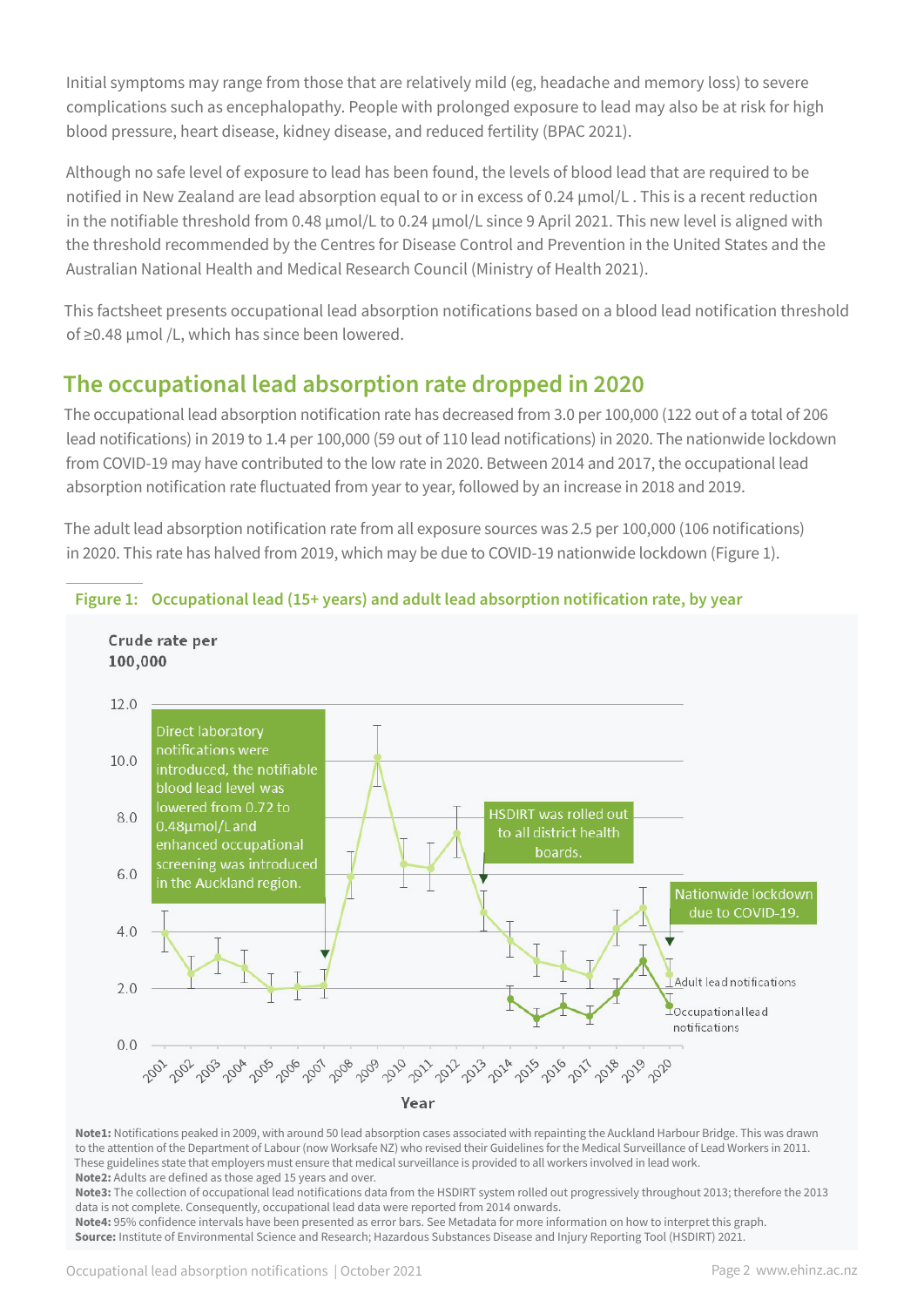Initial symptoms may range from those that are relatively mild (eg, headache and memory loss) to severe complications such as encephalopathy. People with prolonged exposure to lead may also be at risk for high blood pressure, heart disease, kidney disease, and reduced fertility (BPAC 2021).

Although no safe level of exposure to lead has been found, the levels of blood lead that are required to be notified in New Zealand are lead absorption equal to or in excess of 0.24 µmol/L . This is a recent reduction in the notifiable threshold from 0.48 µmol/L to 0.24 µmol/L since 9 April 2021. This new level is aligned with the threshold recommended by the Centres for Disease Control and Prevention in the United States and the Australian National Health and Medical Research Council (Ministry of Health 2021).

This factsheet presents occupational lead absorption notifications based on a blood lead notification threshold of ≥0.48 µmol /L, which has since been lowered.

## The occupational lead absorption rate dropped in 2020

The occupational lead absorption notification rate has decreased from 3.0 per 100,000 (122 out of a total of 206 lead notifications) in 2019 to 1.4 per 100,000 (59 out of 110 lead notifications) in 2020. The nationwide lockdown from COVID-19 may have contributed to the low rate in 2020. Between 2014 and 2017, the occupational lead absorption notification rate fluctuated from year to year, followed by an increase in 2018 and 2019.

The adult lead absorption notification rate from all exposure sources was 2.5 per 100,000 (106 notifications) in 2020. This rate has halved from 2019, which may be due to COVID-19 nationwide lockdown (Figure 1).

**Figure 1: Occupational lead (15+ years) and adult lead absorption notification rate, by year**

Crude rate per 100,000

Direct laboratory notifications were introduced, the notifiable blood lead level was lowered from 0.72 to 0.48µmol/L and enhanced occupational screening was introduced in the Auckland region.

HSDIRT was rolled out to all district health boards.

Nationwide lockdown due to COVID-19.

Adult lead notifications

Occupational lead notifications

Year

**Note1:** Notifications peaked in 2009, with around 50 lead absorption cases associated with repainting the Auckland Harbour Bridge. This was drawn to the attention of the Department of Labour (now Worksafe NZ) who revised their Guidelines for the Medical Surveillance of Lead Workers in 2011. These guidelines state that employers must ensure that medical surveillance is provided to all workers involved in lead work.
**Note2:** Adults are defined as those aged 15 years and over.
**Note3:** The collection of occupational lead notifications data from the HSDIRT system rolled out progressively throughout 2013; therefore the 2013 data is not complete. Consequently, occupational lead data were reported from 2014 onwards.
**Note4:** 95% confidence intervals have been presented as error bars. See Metadata for more information on how to interpret this graph.
**Source:** Institute of Environmental Science and Research; Hazardous Substances Disease and Injury Reporting Tool (HSDIRT) 2021.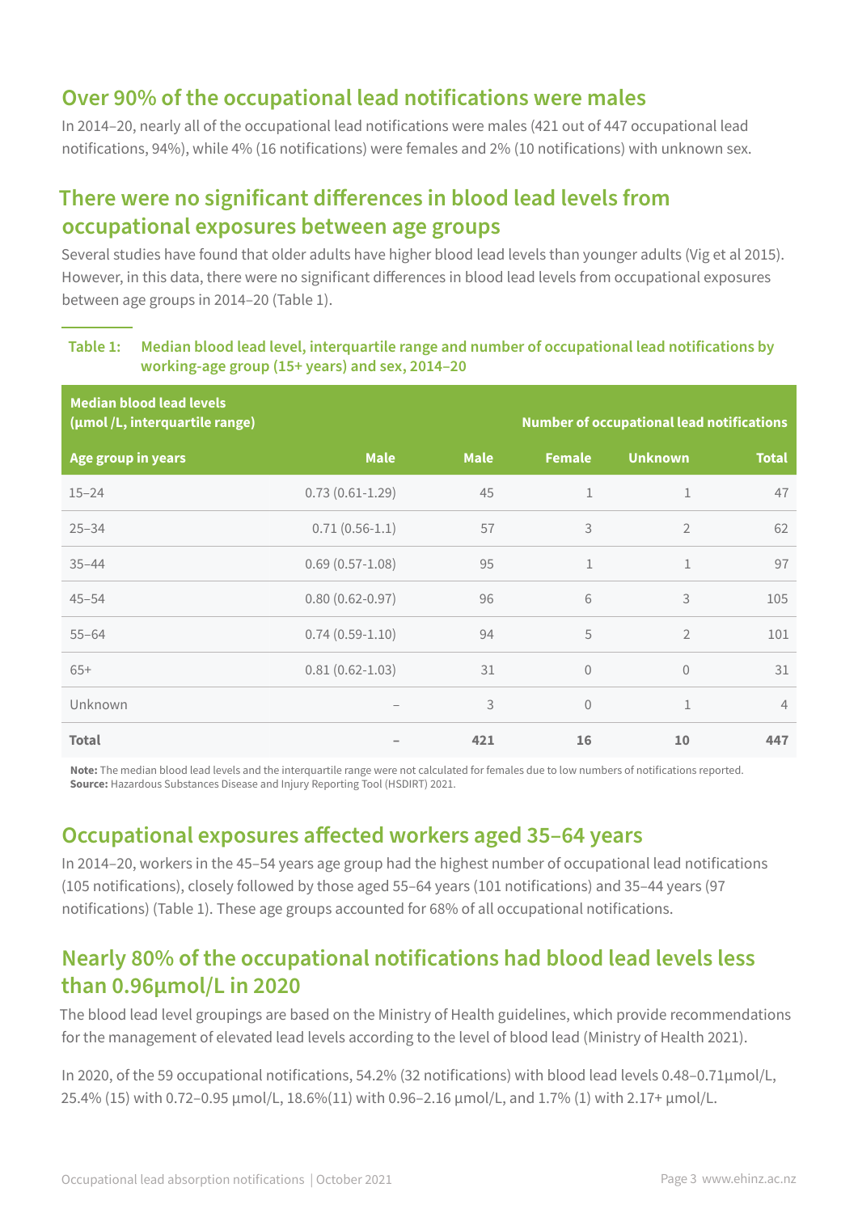## Over 90% of the occupational lead notifications were males

In 2014–20, nearly all of the occupational lead notifications were males (421 out of 447 occupational lead notifications, 94%), while 4% (16 notifications) were females and 2% (10 notifications) with unknown sex.

## There were no significant differences in blood lead levels from occupational exposures between age groups

Several studies have found that older adults have higher blood lead levels than younger adults (Vig et al 2015). However, in this data, there were no significant differences in blood lead levels from occupational exposures between age groups in 2014–20 (Table 1).

**Table 1: Median blood lead level, interquartile range and number of occupational lead notifications by working-age group (15+ years) and sex, 2014–20**

| Median blood lead levels (µmol /L, interquartile range) | | Number of occupational lead notifications | | | |
|---|---|---|---|---|---|
| **Age group in years** | **Male** | **Male** | **Female** | **Unknown** | **Total** |
| 15–24 | 0.73 (0.61-1.29) | 45 | 1 | 1 | 47 |
| 25–34 | 0.71 (0.56-1.1) | 57 | 3 | 2 | 62 |
| 35–44 | 0.69 (0.57-1.08) | 95 | 1 | 1 | 97 |
| 45–54 | 0.80 (0.62-0.97) | 96 | 6 | 3 | 105 |
| 55–64 | 0.74 (0.59-1.10) | 94 | 5 | 2 | 101 |
| 65+ | 0.81 (0.62-1.03) | 31 | 0 | 0 | 31 |
| Unknown | – | 3 | 0 | 1 | 4 |
| **Total** | **–** | **421** | **16** | **10** | **447** |

**Note:** The median blood lead levels and the interquartile range were not calculated for females due to low numbers of notifications reported.
**Source:** Hazardous Substances Disease and Injury Reporting Tool (HSDIRT) 2021.

## Occupational exposures affected workers aged 35–64 years

In 2014–20, workers in the 45–54 years age group had the highest number of occupational lead notifications (105 notifications), closely followed by those aged 55–64 years (101 notifications) and 35–44 years (97 notifications) (Table 1). These age groups accounted for 68% of all occupational notifications.

## Nearly 80% of the occupational notifications had blood lead levels less than 0.96µmol/L in 2020

The blood lead level groupings are based on the Ministry of Health guidelines, which provide recommendations for the management of elevated lead levels according to the level of blood lead (Ministry of Health 2021).

In 2020, of the 59 occupational notifications, 54.2% (32 notifications) with blood lead levels 0.48–0.71µmol/L, 25.4% (15) with 0.72–0.95 µmol/L, 18.6%(11) with 0.96–2.16 µmol/L, and 1.7% (1) with 2.17+ µmol/L.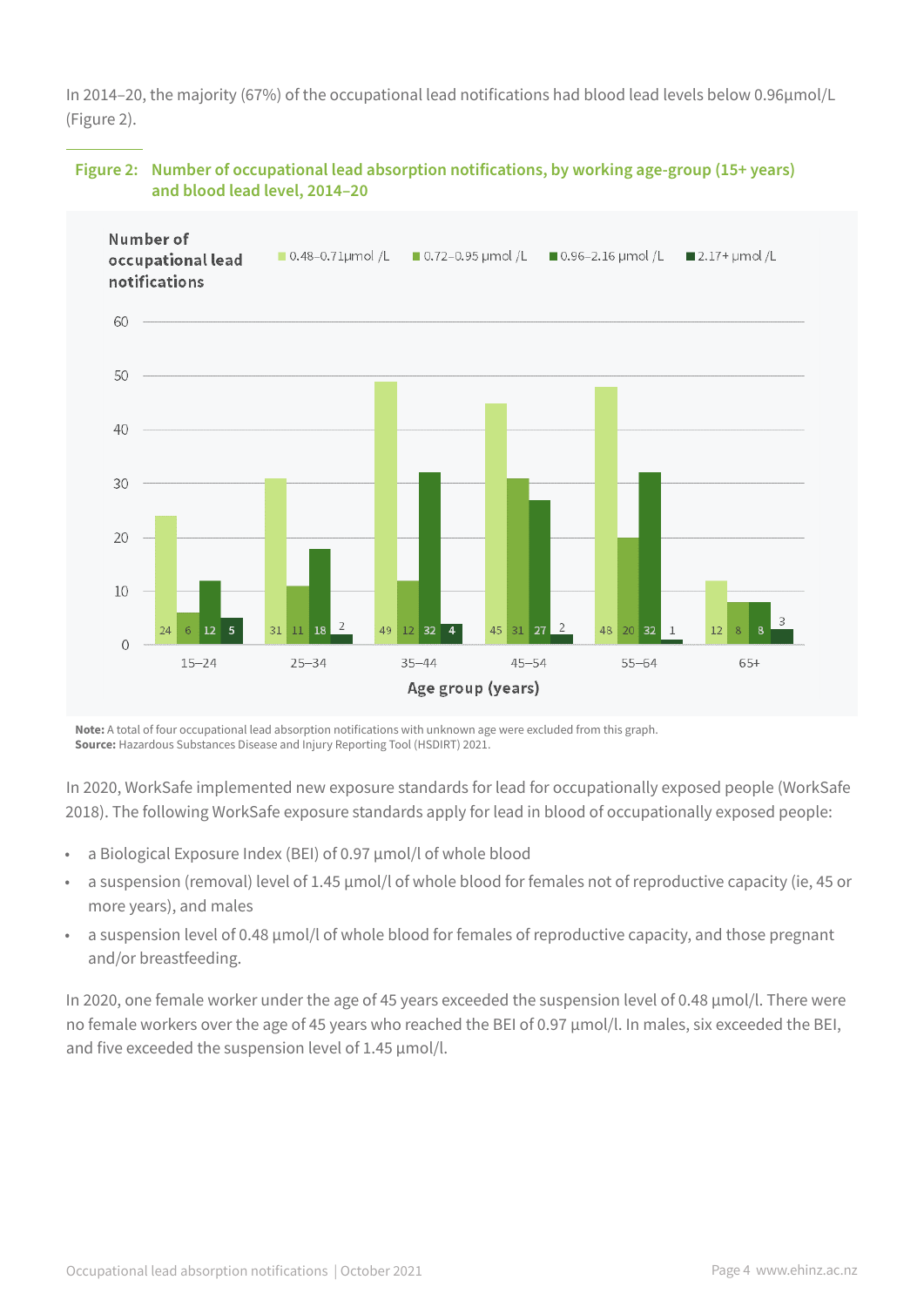In 2014–20, the majority (67%) of the occupational lead notifications had blood lead levels below 0.96µmol/L (Figure 2).

**Figure 2: Number of occupational lead absorption notifications, by working age-group (15+ years) and blood lead level, 2014–20**

| Age group (years) | 0.48–0.71µmol /L | 0.72–0.95 µmol /L | 0.96–2.16 µmol /L | 2.17+ µmol /L |
|---|---|---|---|---|
| 15–24 | 24 | 6 | 12 | 5 |
| 25–34 | 31 | 11 | 18 | 2 |
| 35–44 | 49 | 12 | 32 | 4 |
| 45–54 | 45 | 31 | 27 | 2 |
| 55–64 | 48 | 20 | 32 | 1 |
| 65+ | 12 | 8 | 8 | 3 |

**Note:** A total of four occupational lead absorption notifications with unknown age were excluded from this graph.
**Source:** Hazardous Substances Disease and Injury Reporting Tool (HSDIRT) 2021.

In 2020, WorkSafe implemented new exposure standards for lead for occupationally exposed people (WorkSafe 2018). The following WorkSafe exposure standards apply for lead in blood of occupationally exposed people:

- a Biological Exposure Index (BEI) of 0.97 µmol/l of whole blood
- a suspension (removal) level of 1.45 µmol/l of whole blood for females not of reproductive capacity (ie, 45 or more years), and males
- a suspension level of 0.48 µmol/l of whole blood for females of reproductive capacity, and those pregnant and/or breastfeeding.

In 2020, one female worker under the age of 45 years exceeded the suspension level of 0.48 µmol/l. There were no female workers over the age of 45 years who reached the BEI of 0.97 µmol/l. In males, six exceeded the BEI, and five exceeded the suspension level of 1.45 µmol/l.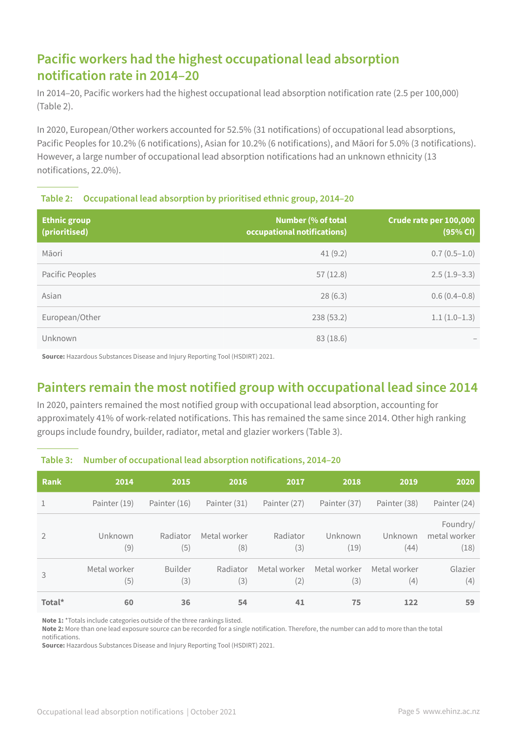## Pacific workers had the highest occupational lead absorption notification rate in 2014–20

In 2014–20, Pacific workers had the highest occupational lead absorption notification rate (2.5 per 100,000) (Table 2).

In 2020, European/Other workers accounted for 52.5% (31 notifications) of occupational lead absorptions, Pacific Peoples for 10.2% (6 notifications), Asian for 10.2% (6 notifications), and Māori for 5.0% (3 notifications). However, a large number of occupational lead absorption notifications had an unknown ethnicity (13 notifications, 22.0%).

**Table 2: Occupational lead absorption by prioritised ethnic group, 2014–20**

| Ethnic group (prioritised) | Number (% of total occupational notifications) | Crude rate per 100,000 (95% CI) |
|---|---|---|
| Māori | 41 (9.2) | 0.7 (0.5–1.0) |
| Pacific Peoples | 57 (12.8) | 2.5 (1.9–3.3) |
| Asian | 28 (6.3) | 0.6 (0.4–0.8) |
| European/Other | 238 (53.2) | 1.1 (1.0–1.3) |
| Unknown | 83 (18.6) | – |

**Source:** Hazardous Substances Disease and Injury Reporting Tool (HSDIRT) 2021.

## Painters remain the most notified group with occupational lead since 2014

In 2020, painters remained the most notified group with occupational lead absorption, accounting for approximately 41% of work-related notifications. This has remained the same since 2014. Other high ranking groups include foundry, builder, radiator, metal and glazier workers (Table 3).

**Table 3: Number of occupational lead absorption notifications, 2014–20**

| Rank | 2014 | 2015 | 2016 | 2017 | 2018 | 2019 | 2020 |
|---|---|---|---|---|---|---|---|
| 1 | Painter (19) | Painter (16) | Painter (31) | Painter (27) | Painter (37) | Painter (38) | Painter (24) |
| 2 | Unknown (9) | Radiator (5) | Metal worker (8) | Radiator (3) | Unknown (19) | Unknown (44) | Foundry/ metal worker (18) |
| 3 | Metal worker (5) | Builder (3) | Radiator (3) | Metal worker (2) | Metal worker (3) | Metal worker (4) | Glazier (4) |
| **Total*** | **60** | **36** | **54** | **41** | **75** | **122** | **59** |

**Note 1:** *Totals include categories outside of the three rankings listed.
**Note 2:** More than one lead exposure source can be recorded for a single notification. Therefore, the number can add to more than the total notifications.
**Source:** Hazardous Substances Disease and Injury Reporting Tool (HSDIRT) 2021.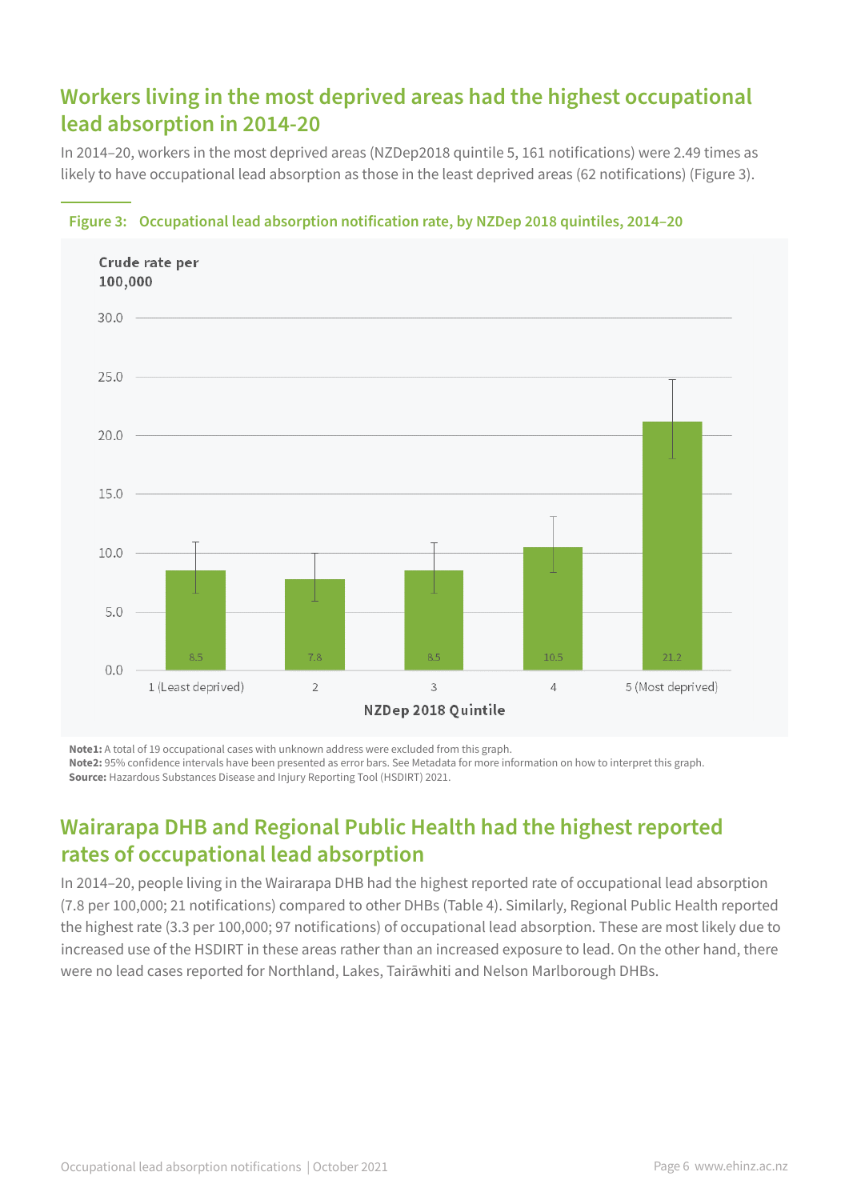## Workers living in the most deprived areas had the highest occupational lead absorption in 2014-20

In 2014–20, workers in the most deprived areas (NZDep2018 quintile 5, 161 notifications) were 2.49 times as likely to have occupational lead absorption as those in the least deprived areas (62 notifications) (Figure 3).

**Figure 3: Occupational lead absorption notification rate, by NZDep 2018 quintiles, 2014–20**

| NZDep 2018 Quintile | Crude rate per 100,000 |
|---|---|
| 1 (Least deprived) | 8.5 |
| 2 | 7.8 |
| 3 | 8.5 |
| 4 | 10.5 |
| 5 (Most deprived) | 21.2 |

**Note1:** A total of 19 occupational cases with unknown address were excluded from this graph.
**Note2:** 95% confidence intervals have been presented as error bars. See Metadata for more information on how to interpret this graph.
**Source:** Hazardous Substances Disease and Injury Reporting Tool (HSDIRT) 2021.

## Wairarapa DHB and Regional Public Health had the highest reported rates of occupational lead absorption

In 2014–20, people living in the Wairarapa DHB had the highest reported rate of occupational lead absorption (7.8 per 100,000; 21 notifications) compared to other DHBs (Table 4). Similarly, Regional Public Health reported the highest rate (3.3 per 100,000; 97 notifications) of occupational lead absorption. These are most likely due to increased use of the HSDIRT in these areas rather than an increased exposure to lead. On the other hand, there were no lead cases reported for Northland, Lakes, Tairāwhiti and Nelson Marlborough DHBs.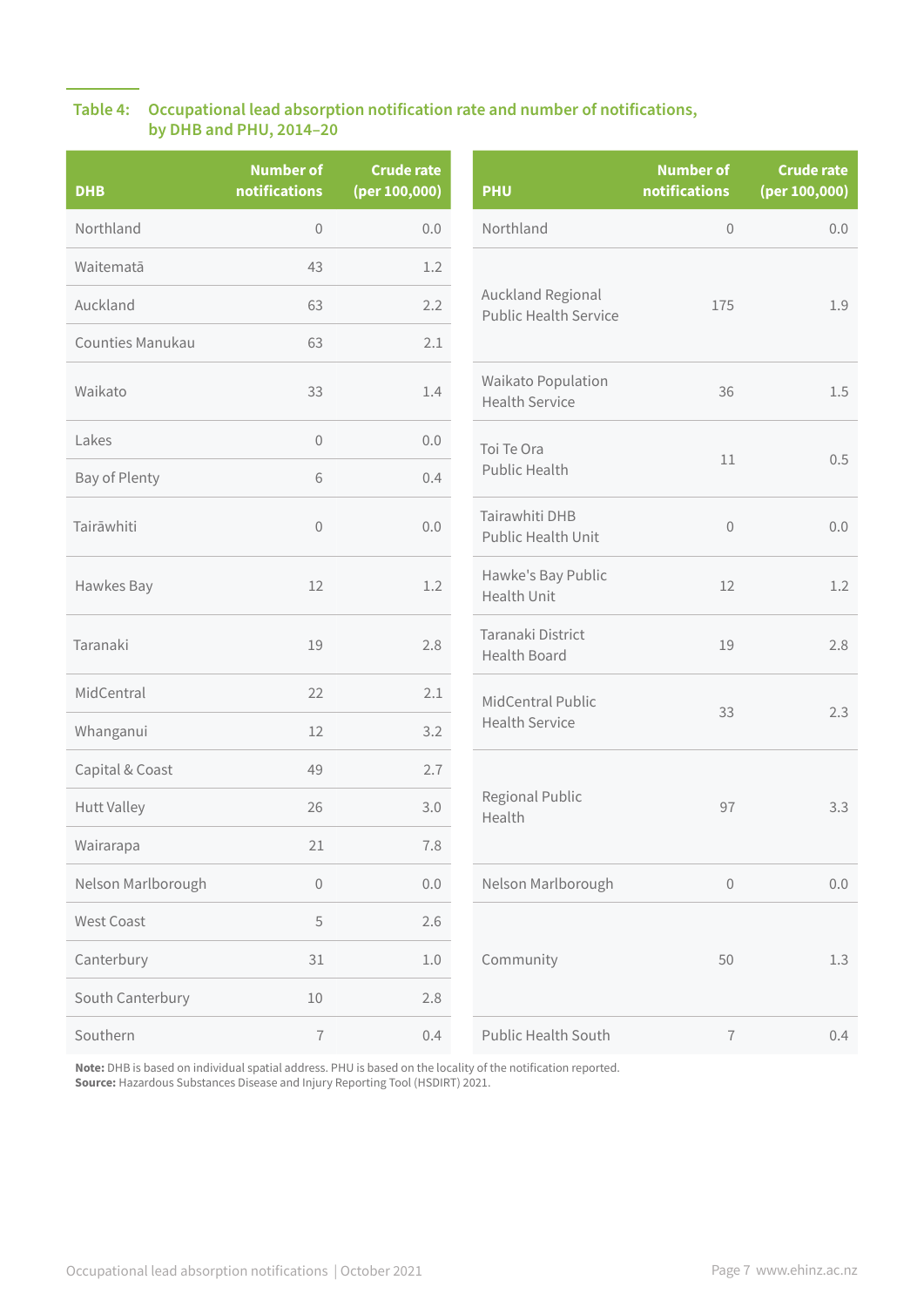**Table 4: Occupational lead absorption notification rate and number of notifications, by DHB and PHU, 2014–20**

| DHB | Number of notifications | Crude rate (per 100,000) | PHU | Number of notifications | Crude rate (per 100,000) |
|---|---|---|---|---|---|
| Northland | 0 | 0.0 | Northland | 0 | 0.0 |
| Waitematā | 43 | 1.2 | Auckland Regional Public Health Service | 175 | 1.9 |
| Auckland | 63 | 2.2 | | | |
| Counties Manukau | 63 | 2.1 | | | |
| Waikato | 33 | 1.4 | Waikato Population Health Service | 36 | 1.5 |
| Lakes | 0 | 0.0 | Toi Te Ora Public Health | 11 | 0.5 |
| Bay of Plenty | 6 | 0.4 | | | |
| Tairāwhiti | 0 | 0.0 | Tairawhiti DHB Public Health Unit | 0 | 0.0 |
| Hawkes Bay | 12 | 1.2 | Hawke's Bay Public Health Unit | 12 | 1.2 |
| Taranaki | 19 | 2.8 | Taranaki District Health Board | 19 | 2.8 |
| MidCentral | 22 | 2.1 | MidCentral Public Health Service | 33 | 2.3 |
| Whanganui | 12 | 3.2 | | | |
| Capital & Coast | 49 | 2.7 | Regional Public Health | 97 | 3.3 |
| Hutt Valley | 26 | 3.0 | | | |
| Wairarapa | 21 | 7.8 | | | |
| Nelson Marlborough | 0 | 0.0 | Nelson Marlborough | 0 | 0.0 |
| West Coast | 5 | 2.6 | Community | 50 | 1.3 |
| Canterbury | 31 | 1.0 | | | |
| South Canterbury | 10 | 2.8 | | | |
| Southern | 7 | 0.4 | Public Health South | 7 | 0.4 |

**Note:** DHB is based on individual spatial address. PHU is based on the locality of the notification reported.
**Source:** Hazardous Substances Disease and Injury Reporting Tool (HSDIRT) 2021.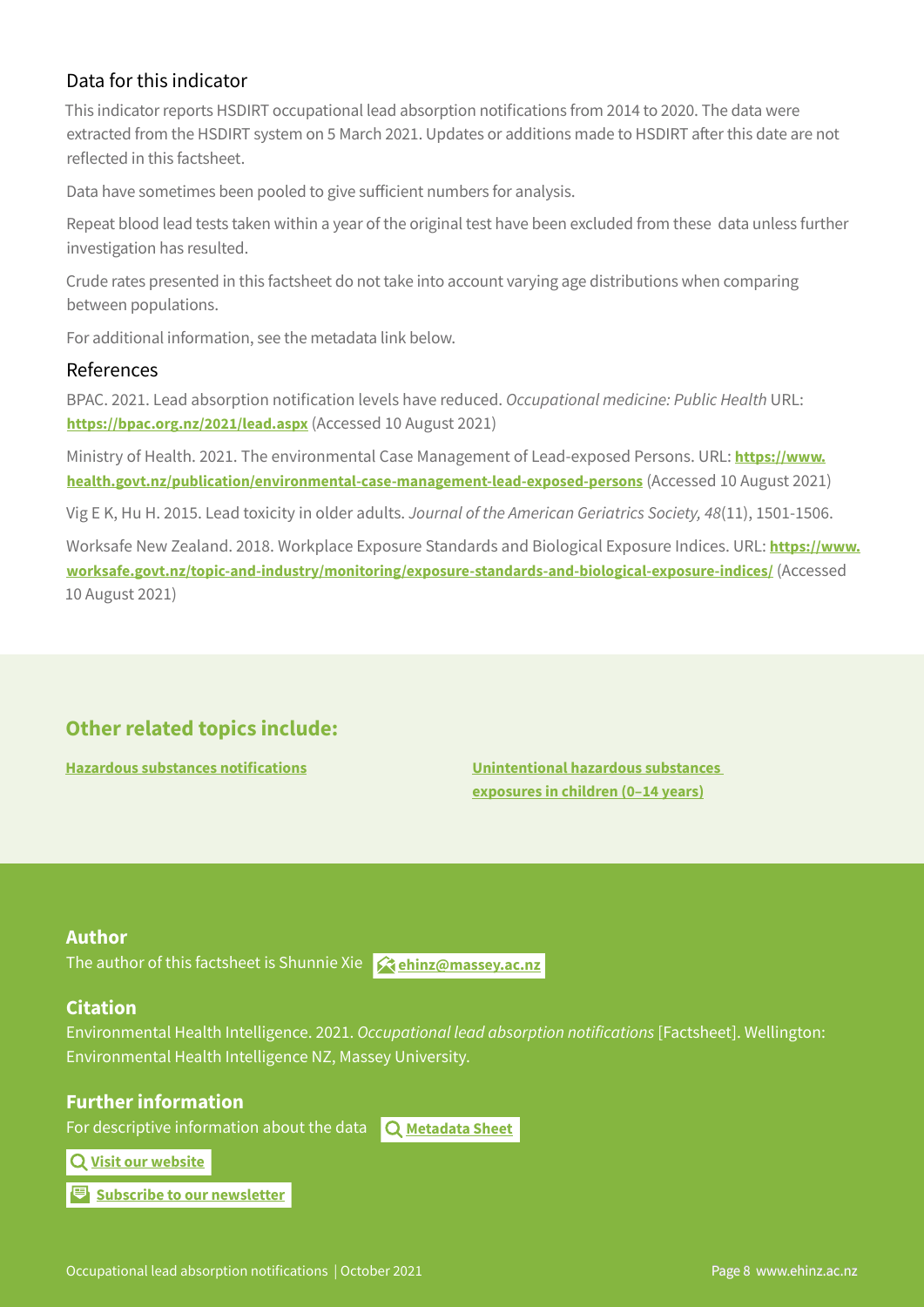## Data for this indicator

This indicator reports HSDIRT occupational lead absorption notifications from 2014 to 2020. The data were extracted from the HSDIRT system on 5 March 2021. Updates or additions made to HSDIRT after this date are not reflected in this factsheet.

Data have sometimes been pooled to give sufficient numbers for analysis.

Repeat blood lead tests taken within a year of the original test have been excluded from these data unless further investigation has resulted.

Crude rates presented in this factsheet do not take into account varying age distributions when comparing between populations.

For additional information, see the metadata link below.

## References

BPAC. 2021. Lead absorption notification levels have reduced. *Occupational medicine: Public Health* URL: **https://bpac.org.nz/2021/lead.aspx** (Accessed 10 August 2021)

Ministry of Health. 2021. The environmental Case Management of Lead-exposed Persons. URL: **https://www.health.govt.nz/publication/environmental-case-management-lead-exposed-persons** (Accessed 10 August 2021)

Vig E K, Hu H. 2015. Lead toxicity in older adults. *Journal of the American Geriatrics Society, 48*(11), 1501-1506.

Worksafe New Zealand. 2018. Workplace Exposure Standards and Biological Exposure Indices. URL: **https://www.worksafe.govt.nz/topic-and-industry/monitoring/exposure-standards-and-biological-exposure-indices/** (Accessed 10 August 2021)

## Other related topics include:

**Hazardous substances notifications**

**Unintentional hazardous substances exposures in children (0–14 years)**

### Author

The author of this factsheet is Shunnie Xie **ehinz@massey.ac.nz**

### Citation

Environmental Health Intelligence. 2021. *Occupational lead absorption notifications* [Factsheet]. Wellington: Environmental Health Intelligence NZ, Massey University.

### Further information

For descriptive information about the data **Metadata Sheet**

**Visit our website**

**Subscribe to our newsletter**